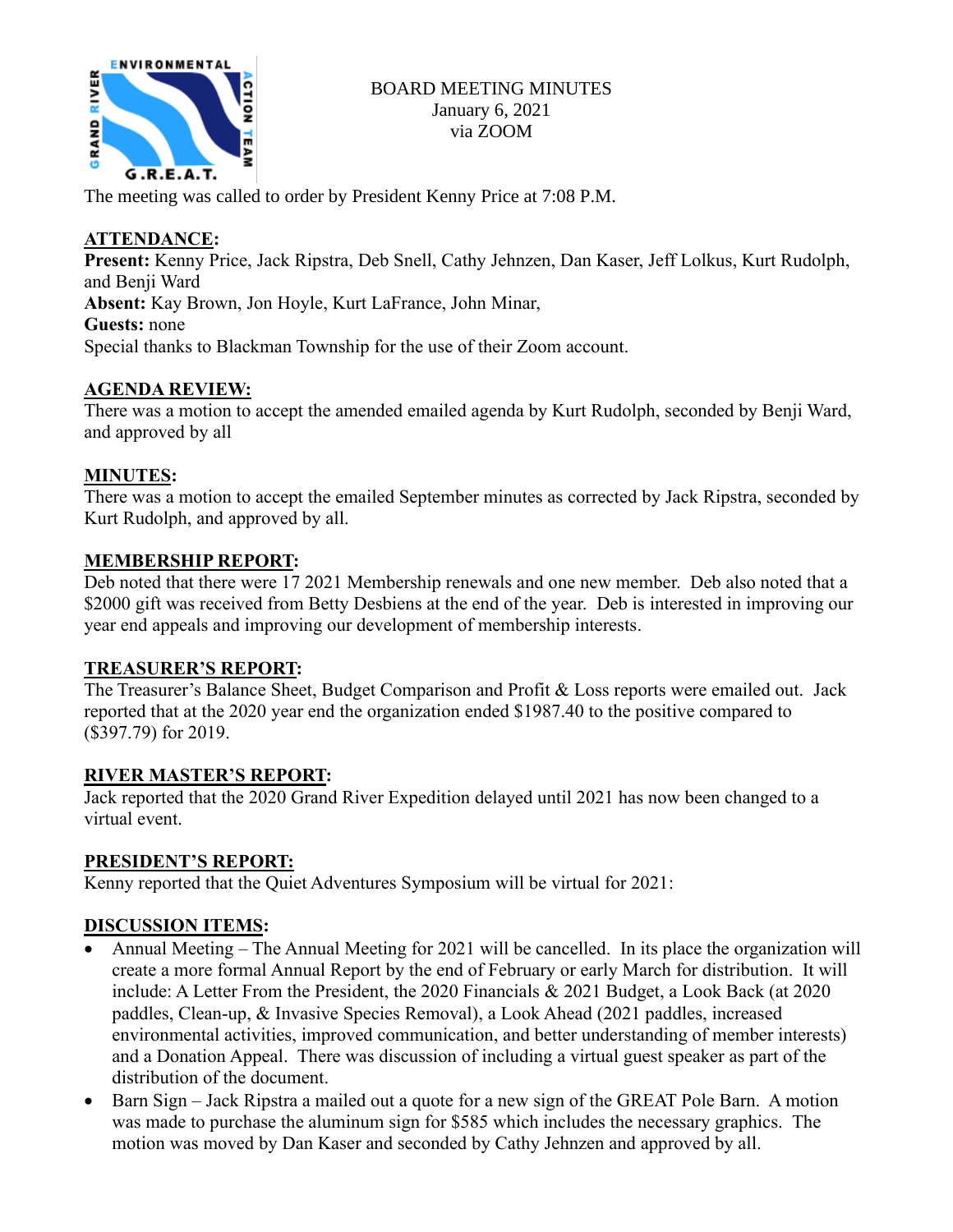BOARD MEETING MINUTES
January 6, 2021
via ZOOM

The meeting was called to order by President Kenny Price at 7:08 P.M.

## ATTENDANCE:

**Present:** Kenny Price, Jack Ripstra, Deb Snell, Cathy Jehnzen, Dan Kaser, Jeff Lolkus, Kurt Rudolph, and Benji Ward
**Absent:** Kay Brown, Jon Hoyle, Kurt LaFrance, John Minar,
**Guests:** none
Special thanks to Blackman Township for the use of their Zoom account.

## AGENDA REVIEW:

There was a motion to accept the amended emailed agenda by Kurt Rudolph, seconded by Benji Ward, and approved by all

## MINUTES:

There was a motion to accept the emailed September minutes as corrected by Jack Ripstra, seconded by Kurt Rudolph, and approved by all.

## MEMBERSHIP REPORT:

Deb noted that there were 17 2021 Membership renewals and one new member. Deb also noted that a $2000 gift was received from Betty Desbiens at the end of the year. Deb is interested in improving our year end appeals and improving our development of membership interests.

## TREASURER'S REPORT:

The Treasurer's Balance Sheet, Budget Comparison and Profit & Loss reports were emailed out. Jack reported that at the 2020 year end the organization ended $1987.40 to the positive compared to ($397.79) for 2019.

## RIVER MASTER'S REPORT:

Jack reported that the 2020 Grand River Expedition delayed until 2021 has now been changed to a virtual event.

## PRESIDENT'S REPORT:

Kenny reported that the Quiet Adventures Symposium will be virtual for 2021:

## DISCUSSION ITEMS:

- Annual Meeting – The Annual Meeting for 2021 will be cancelled. In its place the organization will create a more formal Annual Report by the end of February or early March for distribution. It will include: A Letter From the President, the 2020 Financials & 2021 Budget, a Look Back (at 2020 paddles, Clean-up, & Invasive Species Removal), a Look Ahead (2021 paddles, increased environmental activities, improved communication, and better understanding of member interests) and a Donation Appeal. There was discussion of including a virtual guest speaker as part of the distribution of the document.
- Barn Sign – Jack Ripstra a mailed out a quote for a new sign of the GREAT Pole Barn. A motion was made to purchase the aluminum sign for $585 which includes the necessary graphics. The motion was moved by Dan Kaser and seconded by Cathy Jehnzen and approved by all.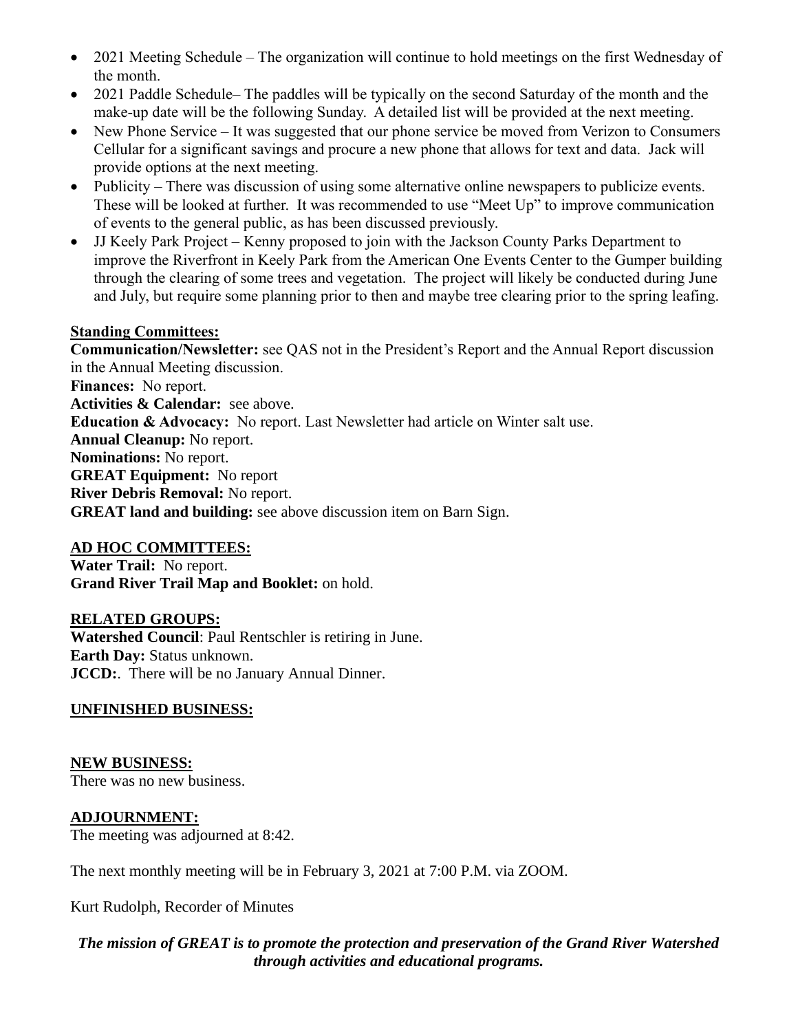- 2021 Meeting Schedule – The organization will continue to hold meetings on the first Wednesday of the month.
- 2021 Paddle Schedule– The paddles will be typically on the second Saturday of the month and the make-up date will be the following Sunday. A detailed list will be provided at the next meeting.
- New Phone Service – It was suggested that our phone service be moved from Verizon to Consumers Cellular for a significant savings and procure a new phone that allows for text and data. Jack will provide options at the next meeting.
- Publicity – There was discussion of using some alternative online newspapers to publicize events. These will be looked at further. It was recommended to use "Meet Up" to improve communication of events to the general public, as has been discussed previously.
- JJ Keely Park Project – Kenny proposed to join with the Jackson County Parks Department to improve the Riverfront in Keely Park from the American One Events Center to the Gumper building through the clearing of some trees and vegetation. The project will likely be conducted during June and July, but require some planning prior to then and maybe tree clearing prior to the spring leafing.

**Standing Committees:**

**Communication/Newsletter:** see QAS not in the President's Report and the Annual Report discussion in the Annual Meeting discussion.
**Finances:** No report.
**Activities & Calendar:** see above.
**Education & Advocacy:** No report. Last Newsletter had article on Winter salt use.
**Annual Cleanup:** No report.
**Nominations:** No report.
**GREAT Equipment:** No report
**River Debris Removal:** No report.
**GREAT land and building:** see above discussion item on Barn Sign.

**AD HOC COMMITTEES:**

**Water Trail:** No report.
**Grand River Trail Map and Booklet:** on hold.

**RELATED GROUPS:**

**Watershed Council**: Paul Rentschler is retiring in June.
**Earth Day:** Status unknown.
**JCCD:**. There will be no January Annual Dinner.

**UNFINISHED BUSINESS:**

**NEW BUSINESS:**

There was no new business.

**ADJOURNMENT:**

The meeting was adjourned at 8:42.

The next monthly meeting will be in February 3, 2021 at 7:00 P.M. via ZOOM.

Kurt Rudolph, Recorder of Minutes

***The mission of GREAT is to promote the protection and preservation of the Grand River Watershed through activities and educational programs.***